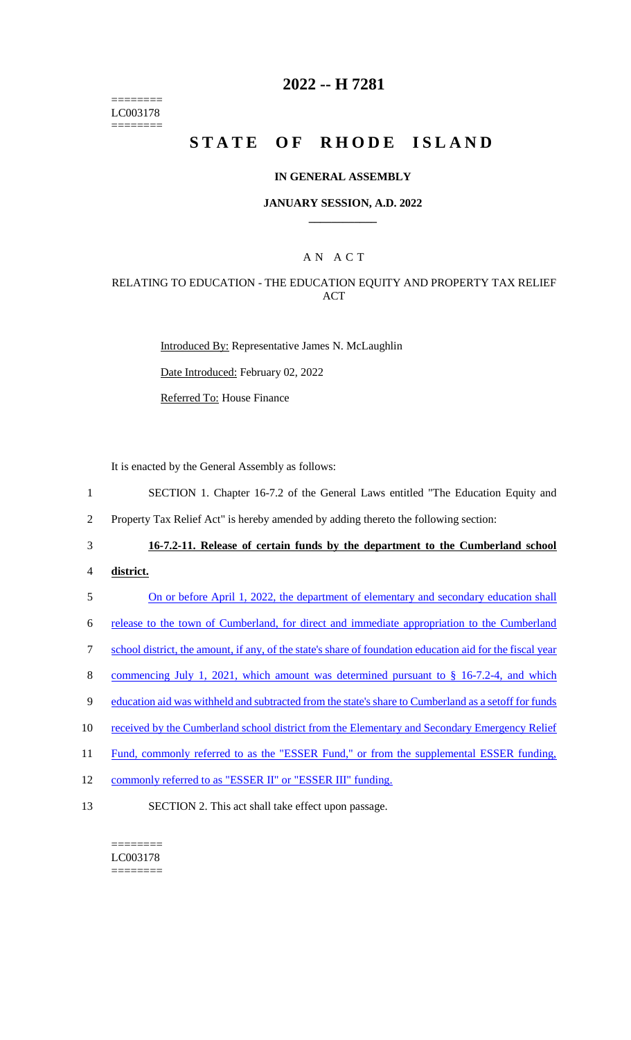========
LC003178
========

# 2022 -- H 7281

# STATE OF RHODE ISLAND

## IN GENERAL ASSEMBLY

### JANUARY SESSION, A.D. 2022

## A N A C T

### RELATING TO EDUCATION - THE EDUCATION EQUITY AND PROPERTY TAX RELIEF ACT

Introduced By: Representative James N. McLaughlin

Date Introduced: February 02, 2022

Referred To: House Finance

It is enacted by the General Assembly as follows:

1 SECTION 1. Chapter 16-7.2 of the General Laws entitled "The Education Equity and
2 Property Tax Relief Act" is hereby amended by adding thereto the following section:

3 **16-7.2-11. Release of certain funds by the department to the Cumberland school**
4 **district.**

5 On or before April 1, 2022, the department of elementary and secondary education shall
6 release to the town of Cumberland, for direct and immediate appropriation to the Cumberland
7 school district, the amount, if any, of the state's share of foundation education aid for the fiscal year
8 commencing July 1, 2021, which amount was determined pursuant to § 16-7.2-4, and which
9 education aid was withheld and subtracted from the state's share to Cumberland as a setoff for funds
10 received by the Cumberland school district from the Elementary and Secondary Emergency Relief
11 Fund, commonly referred to as the "ESSER Fund," or from the supplemental ESSER funding,
12 commonly referred to as "ESSER II" or "ESSER III" funding.

13 SECTION 2. This act shall take effect upon passage.

========
LC003178
========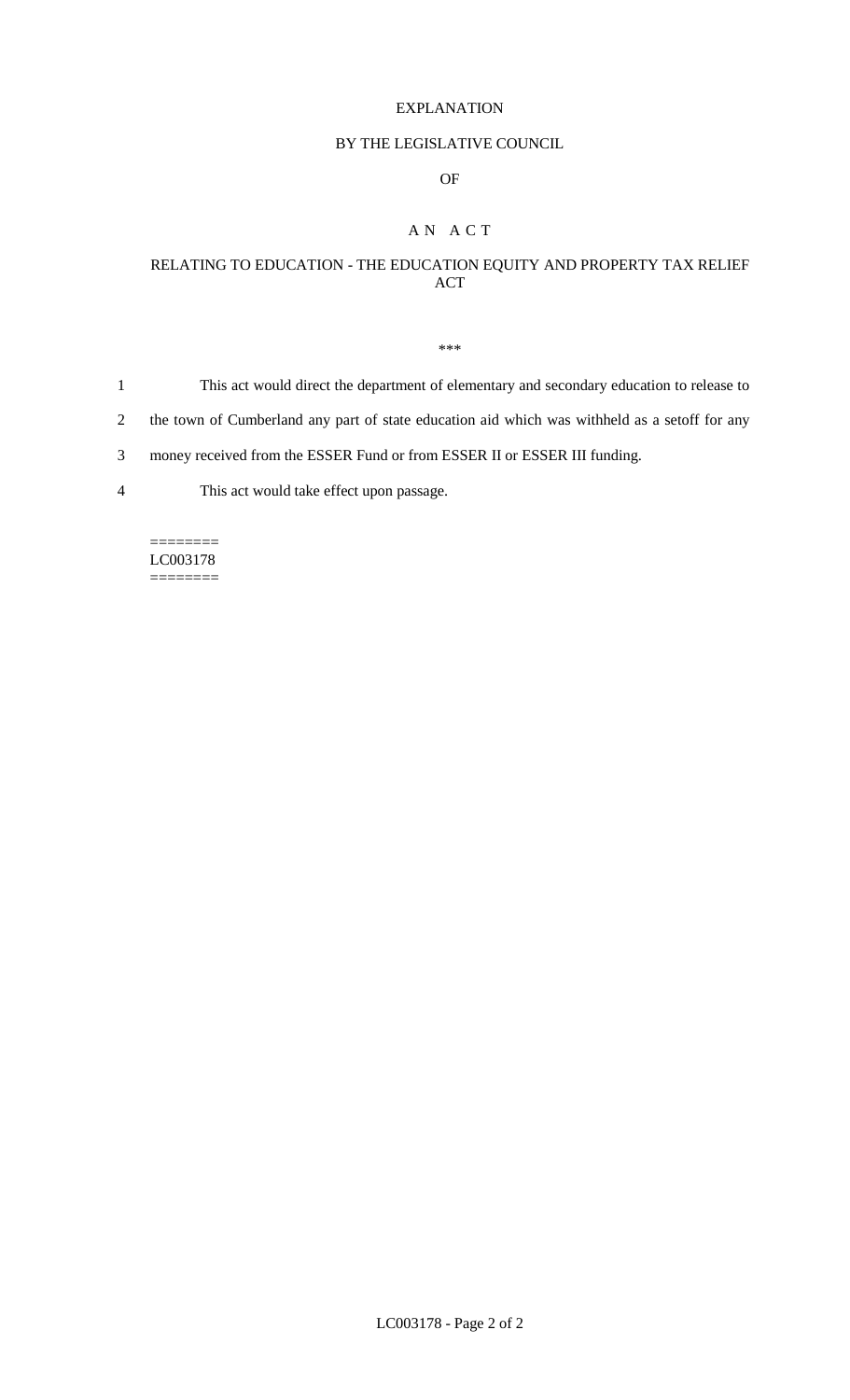EXPLANATION

BY THE LEGISLATIVE COUNCIL

OF

# A N  A C T

## RELATING TO EDUCATION - THE EDUCATION EQUITY AND PROPERTY TAX RELIEF ACT

\*\*\*

1 This act would direct the department of elementary and secondary education to release to
2 the town of Cumberland any part of state education aid which was withheld as a setoff for any
3 money received from the ESSER Fund or from ESSER II or ESSER III funding.
4 This act would take effect upon passage.

========
LC003178
========